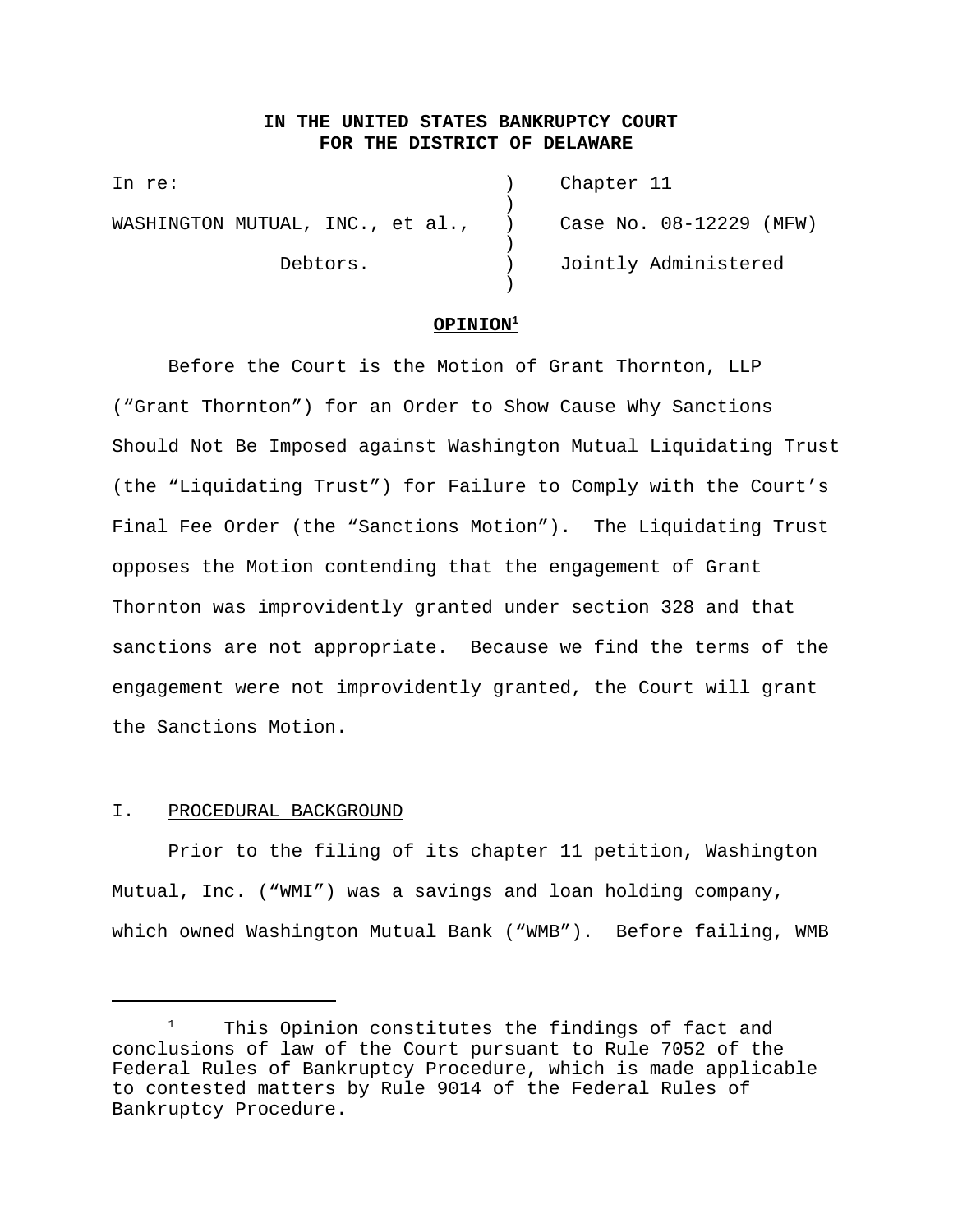**IN THE UNITED STATES BANKRUPTCY COURT**
**FOR THE DISTRICT OF DELAWARE**

| | | |
|---|---|---|
| In re: | ) | Chapter 11 |
| | ) | |
| WASHINGTON MUTUAL, INC., et al., | ) | Case No. 08-12229 (MFW) |
| | ) | |
| Debtors. | ) | Jointly Administered |
| | ) | |

**OPINION**[1]

Before the Court is the Motion of Grant Thornton, LLP ("Grant Thornton") for an Order to Show Cause Why Sanctions Should Not Be Imposed against Washington Mutual Liquidating Trust (the "Liquidating Trust") for Failure to Comply with the Court's Final Fee Order (the "Sanctions Motion"). The Liquidating Trust opposes the Motion contending that the engagement of Grant Thornton was improvidently granted under section 328 and that sanctions are not appropriate. Because we find the terms of the engagement were not improvidently granted, the Court will grant the Sanctions Motion.

## I. PROCEDURAL BACKGROUND

Prior to the filing of its chapter 11 petition, Washington Mutual, Inc. ("WMI") was a savings and loan holding company, which owned Washington Mutual Bank ("WMB"). Before failing, WMB

[1] This Opinion constitutes the findings of fact and conclusions of law of the Court pursuant to Rule 7052 of the Federal Rules of Bankruptcy Procedure, which is made applicable to contested matters by Rule 9014 of the Federal Rules of Bankruptcy Procedure.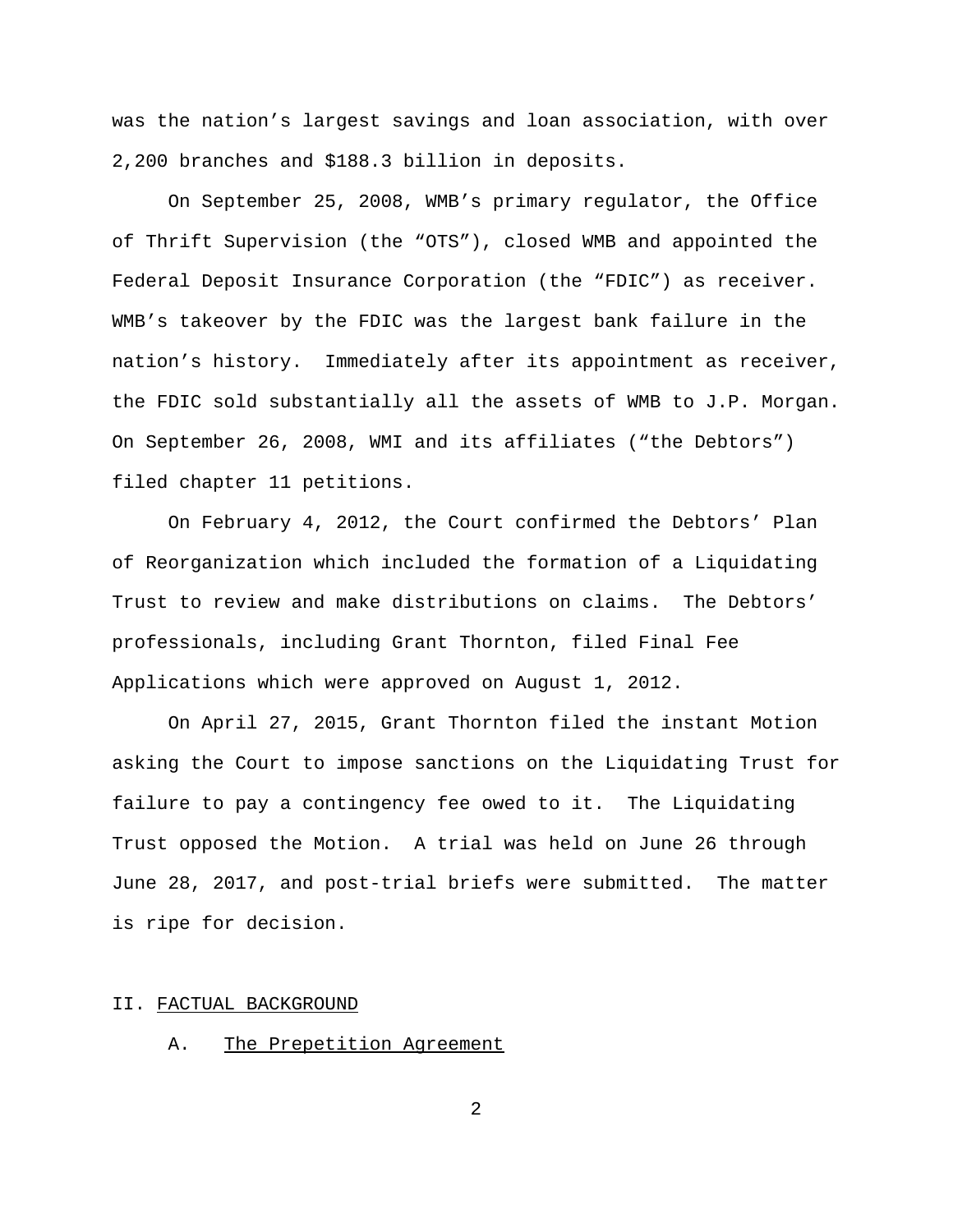was the nation's largest savings and loan association, with over 2,200 branches and $188.3 billion in deposits.

On September 25, 2008, WMB's primary regulator, the Office of Thrift Supervision (the "OTS"), closed WMB and appointed the Federal Deposit Insurance Corporation (the "FDIC") as receiver. WMB's takeover by the FDIC was the largest bank failure in the nation's history. Immediately after its appointment as receiver, the FDIC sold substantially all the assets of WMB to J.P. Morgan. On September 26, 2008, WMI and its affiliates ("the Debtors") filed chapter 11 petitions.

On February 4, 2012, the Court confirmed the Debtors' Plan of Reorganization which included the formation of a Liquidating Trust to review and make distributions on claims. The Debtors' professionals, including Grant Thornton, filed Final Fee Applications which were approved on August 1, 2012.

On April 27, 2015, Grant Thornton filed the instant Motion asking the Court to impose sanctions on the Liquidating Trust for failure to pay a contingency fee owed to it. The Liquidating Trust opposed the Motion. A trial was held on June 26 through June 28, 2017, and post-trial briefs were submitted. The matter is ripe for decision.

## II. FACTUAL BACKGROUND

### A. The Prepetition Agreement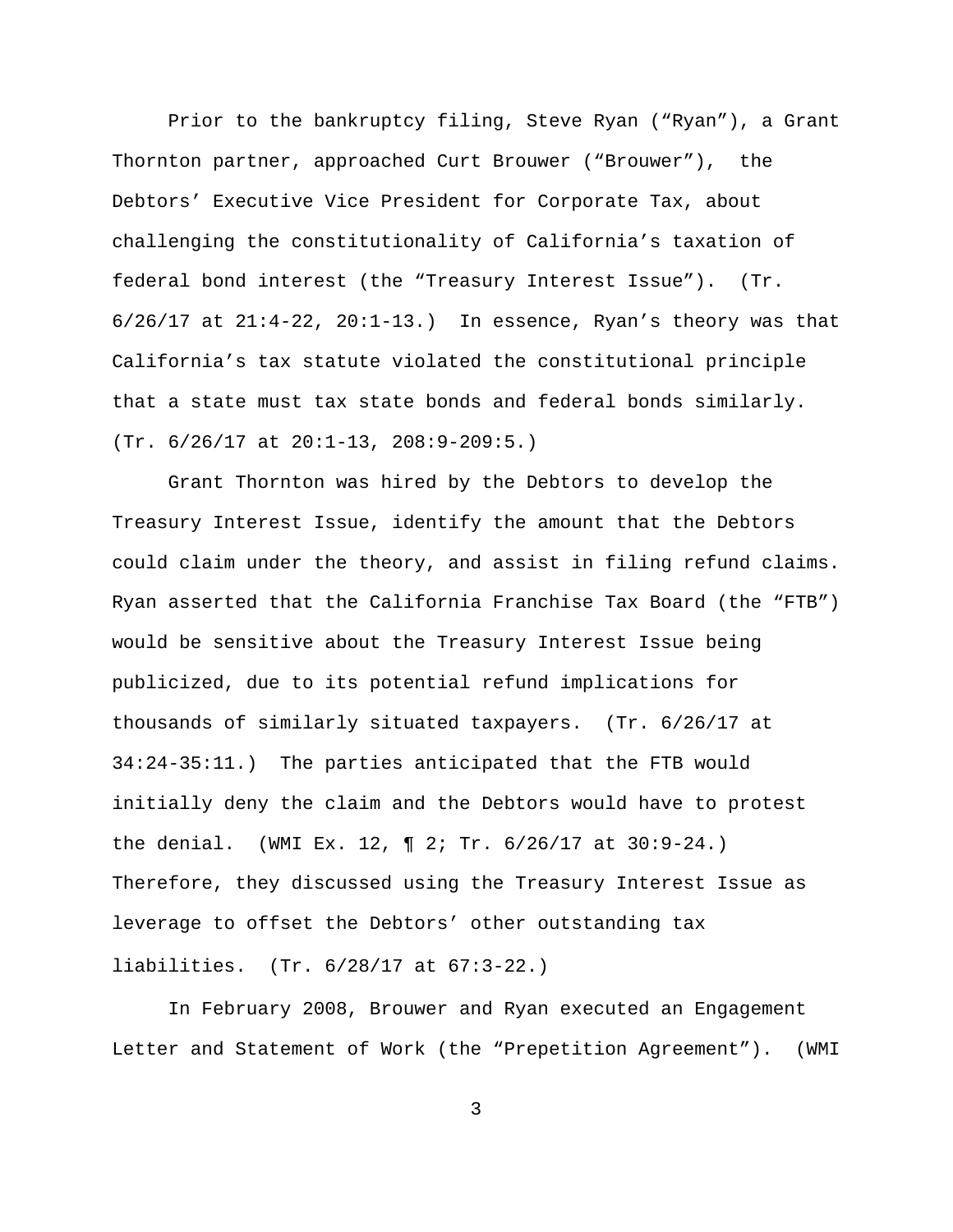Prior to the bankruptcy filing, Steve Ryan ("Ryan"), a Grant Thornton partner, approached Curt Brouwer ("Brouwer"), the Debtors' Executive Vice President for Corporate Tax, about challenging the constitutionality of California's taxation of federal bond interest (the "Treasury Interest Issue"). (Tr. 6/26/17 at 21:4-22, 20:1-13.) In essence, Ryan's theory was that California's tax statute violated the constitutional principle that a state must tax state bonds and federal bonds similarly. (Tr. 6/26/17 at 20:1-13, 208:9-209:5.)

Grant Thornton was hired by the Debtors to develop the Treasury Interest Issue, identify the amount that the Debtors could claim under the theory, and assist in filing refund claims. Ryan asserted that the California Franchise Tax Board (the "FTB") would be sensitive about the Treasury Interest Issue being publicized, due to its potential refund implications for thousands of similarly situated taxpayers. (Tr. 6/26/17 at 34:24-35:11.) The parties anticipated that the FTB would initially deny the claim and the Debtors would have to protest the denial. (WMI Ex. 12, ¶ 2; Tr. 6/26/17 at 30:9-24.) Therefore, they discussed using the Treasury Interest Issue as leverage to offset the Debtors' other outstanding tax liabilities. (Tr. 6/28/17 at 67:3-22.)

In February 2008, Brouwer and Ryan executed an Engagement Letter and Statement of Work (the "Prepetition Agreement"). (WMI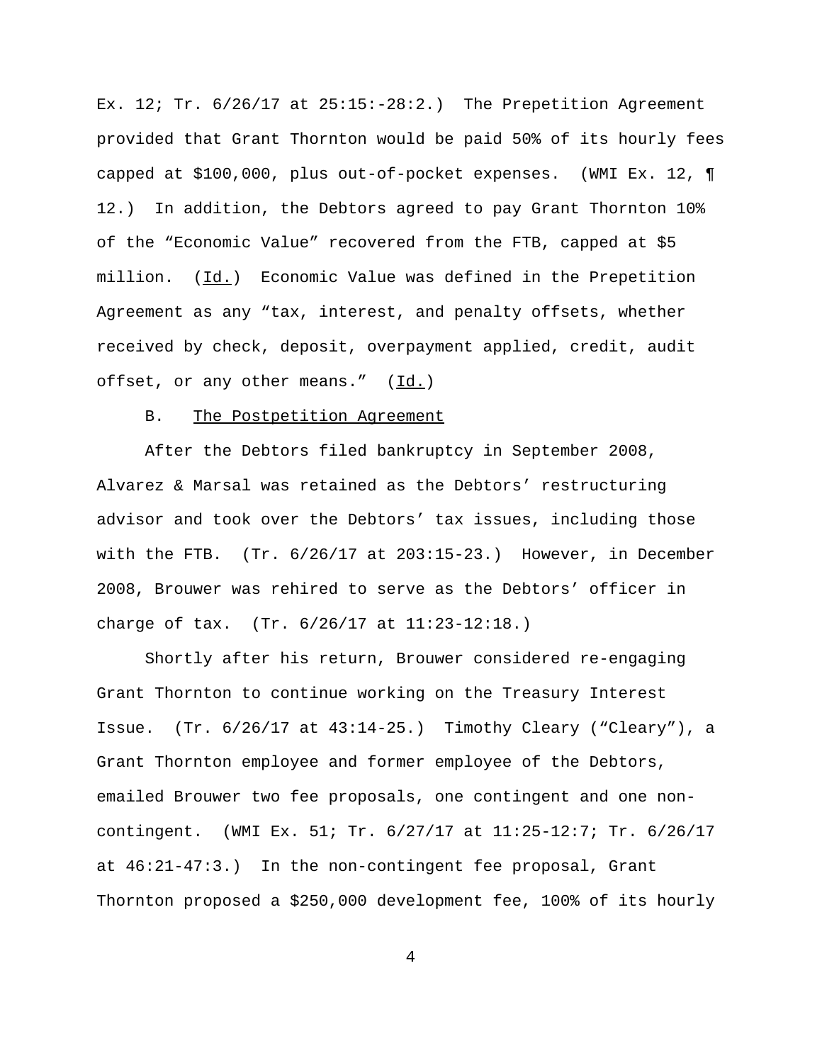Ex. 12; Tr. 6/26/17 at 25:15:-28:2.) The Prepetition Agreement provided that Grant Thornton would be paid 50% of its hourly fees capped at $100,000, plus out-of-pocket expenses. (WMI Ex. 12, ¶ 12.) In addition, the Debtors agreed to pay Grant Thornton 10% of the "Economic Value" recovered from the FTB, capped at $5 million. (Id.) Economic Value was defined in the Prepetition Agreement as any "tax, interest, and penalty offsets, whether received by check, deposit, overpayment applied, credit, audit offset, or any other means." (Id.)

B. The Postpetition Agreement

After the Debtors filed bankruptcy in September 2008, Alvarez & Marsal was retained as the Debtors' restructuring advisor and took over the Debtors' tax issues, including those with the FTB. (Tr. 6/26/17 at 203:15-23.) However, in December 2008, Brouwer was rehired to serve as the Debtors' officer in charge of tax. (Tr. 6/26/17 at 11:23-12:18.)

Shortly after his return, Brouwer considered re-engaging Grant Thornton to continue working on the Treasury Interest Issue. (Tr. 6/26/17 at 43:14-25.) Timothy Cleary ("Cleary"), a Grant Thornton employee and former employee of the Debtors, emailed Brouwer two fee proposals, one contingent and one non-contingent. (WMI Ex. 51; Tr. 6/27/17 at 11:25-12:7; Tr. 6/26/17 at 46:21-47:3.) In the non-contingent fee proposal, Grant Thornton proposed a $250,000 development fee, 100% of its hourly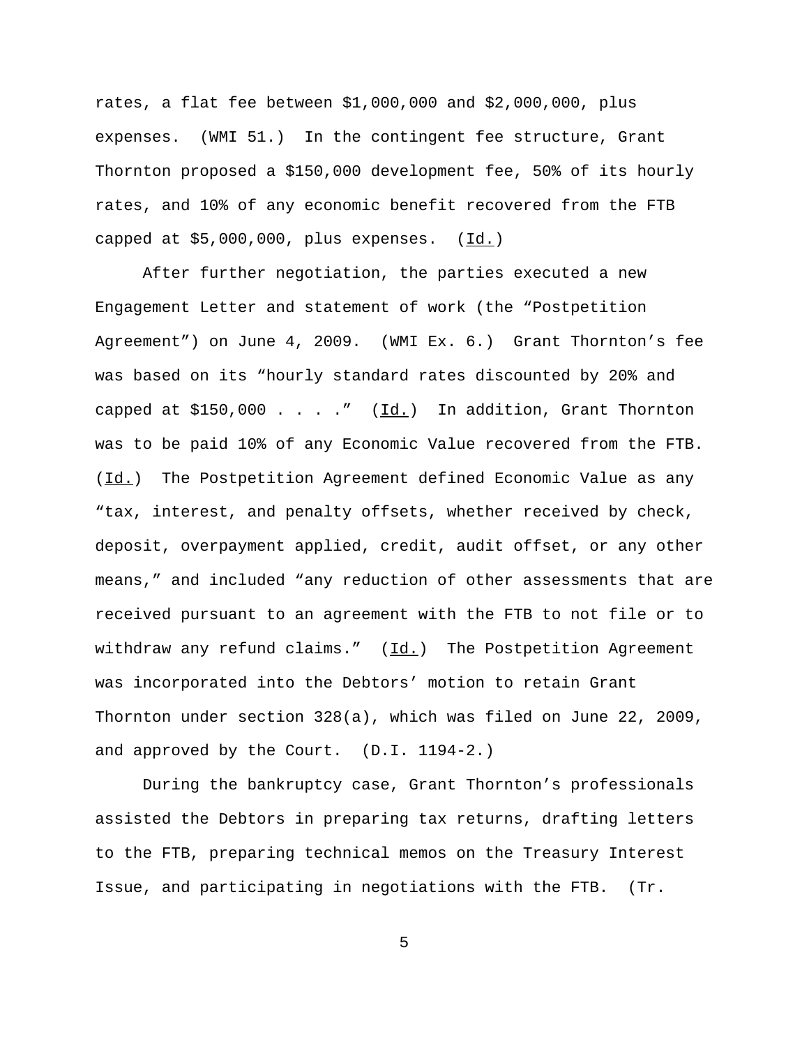rates, a flat fee between $1,000,000 and $2,000,000, plus expenses. (WMI 51.) In the contingent fee structure, Grant Thornton proposed a $150,000 development fee, 50% of its hourly rates, and 10% of any economic benefit recovered from the FTB capped at $5,000,000, plus expenses. (Id.)

After further negotiation, the parties executed a new Engagement Letter and statement of work (the "Postpetition Agreement") on June 4, 2009. (WMI Ex. 6.) Grant Thornton's fee was based on its "hourly standard rates discounted by 20% and capped at $150,000 . . . ." (Id.) In addition, Grant Thornton was to be paid 10% of any Economic Value recovered from the FTB. (Id.) The Postpetition Agreement defined Economic Value as any "tax, interest, and penalty offsets, whether received by check, deposit, overpayment applied, credit, audit offset, or any other means," and included "any reduction of other assessments that are received pursuant to an agreement with the FTB to not file or to withdraw any refund claims." (Id.) The Postpetition Agreement was incorporated into the Debtors' motion to retain Grant Thornton under section 328(a), which was filed on June 22, 2009, and approved by the Court. (D.I. 1194-2.)

During the bankruptcy case, Grant Thornton's professionals assisted the Debtors in preparing tax returns, drafting letters to the FTB, preparing technical memos on the Treasury Interest Issue, and participating in negotiations with the FTB. (Tr.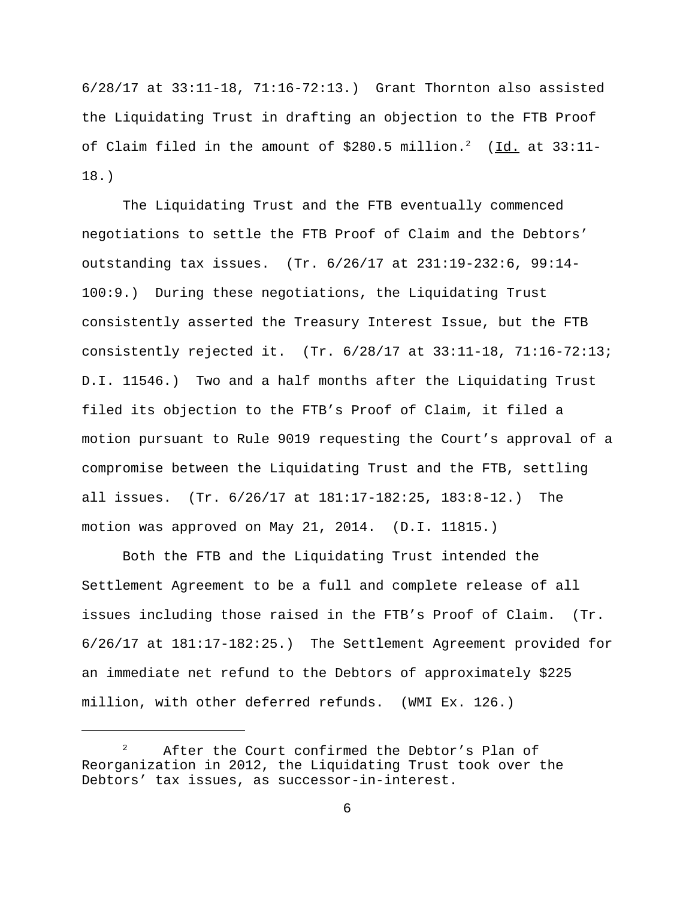6/28/17 at 33:11-18, 71:16-72:13.) Grant Thornton also assisted the Liquidating Trust in drafting an objection to the FTB Proof of Claim filed in the amount of $280.5 million.[2] (Id. at 33:11-18.)

The Liquidating Trust and the FTB eventually commenced negotiations to settle the FTB Proof of Claim and the Debtors' outstanding tax issues. (Tr. 6/26/17 at 231:19-232:6, 99:14-100:9.) During these negotiations, the Liquidating Trust consistently asserted the Treasury Interest Issue, but the FTB consistently rejected it. (Tr. 6/28/17 at 33:11-18, 71:16-72:13; D.I. 11546.) Two and a half months after the Liquidating Trust filed its objection to the FTB's Proof of Claim, it filed a motion pursuant to Rule 9019 requesting the Court's approval of a compromise between the Liquidating Trust and the FTB, settling all issues. (Tr. 6/26/17 at 181:17-182:25, 183:8-12.) The motion was approved on May 21, 2014. (D.I. 11815.)

Both the FTB and the Liquidating Trust intended the Settlement Agreement to be a full and complete release of all issues including those raised in the FTB's Proof of Claim. (Tr. 6/26/17 at 181:17-182:25.) The Settlement Agreement provided for an immediate net refund to the Debtors of approximately $225 million, with other deferred refunds. (WMI Ex. 126.)

---

[2] After the Court confirmed the Debtor's Plan of Reorganization in 2012, the Liquidating Trust took over the Debtors' tax issues, as successor-in-interest.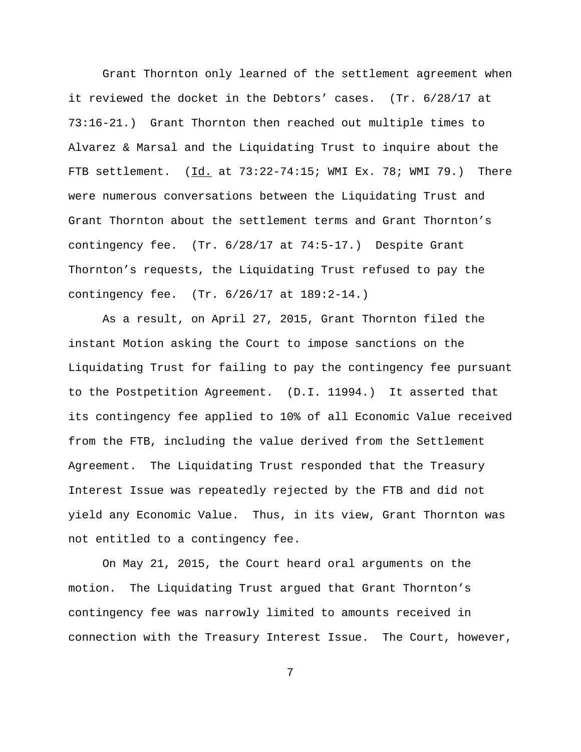Grant Thornton only learned of the settlement agreement when it reviewed the docket in the Debtors' cases. (Tr. 6/28/17 at 73:16-21.) Grant Thornton then reached out multiple times to Alvarez & Marsal and the Liquidating Trust to inquire about the FTB settlement. (Id. at 73:22-74:15; WMI Ex. 78; WMI 79.) There were numerous conversations between the Liquidating Trust and Grant Thornton about the settlement terms and Grant Thornton's contingency fee. (Tr. 6/28/17 at 74:5-17.) Despite Grant Thornton's requests, the Liquidating Trust refused to pay the contingency fee. (Tr. 6/26/17 at 189:2-14.)

As a result, on April 27, 2015, Grant Thornton filed the instant Motion asking the Court to impose sanctions on the Liquidating Trust for failing to pay the contingency fee pursuant to the Postpetition Agreement. (D.I. 11994.) It asserted that its contingency fee applied to 10% of all Economic Value received from the FTB, including the value derived from the Settlement Agreement. The Liquidating Trust responded that the Treasury Interest Issue was repeatedly rejected by the FTB and did not yield any Economic Value. Thus, in its view, Grant Thornton was not entitled to a contingency fee.

On May 21, 2015, the Court heard oral arguments on the motion. The Liquidating Trust argued that Grant Thornton's contingency fee was narrowly limited to amounts received in connection with the Treasury Interest Issue. The Court, however,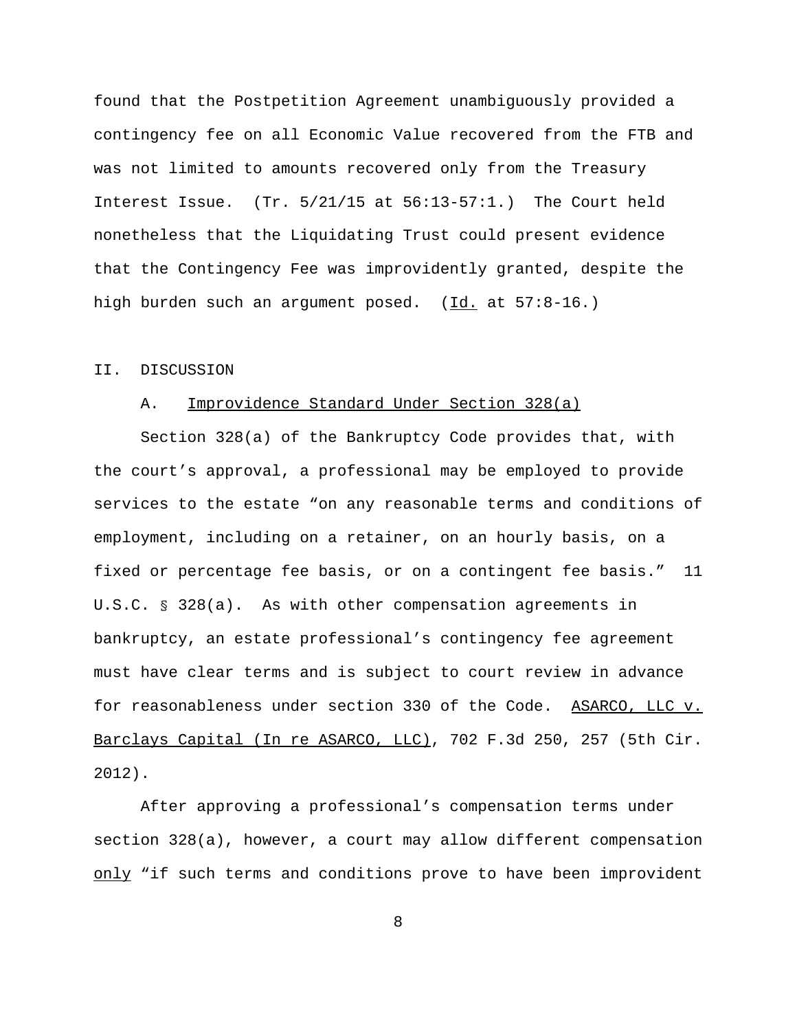found that the Postpetition Agreement unambiguously provided a contingency fee on all Economic Value recovered from the FTB and was not limited to amounts recovered only from the Treasury Interest Issue. (Tr. 5/21/15 at 56:13-57:1.) The Court held nonetheless that the Liquidating Trust could present evidence that the Contingency Fee was improvidently granted, despite the high burden such an argument posed. (Id. at 57:8-16.)

## II. DISCUSSION

### A. Improvidence Standard Under Section 328(a)

Section 328(a) of the Bankruptcy Code provides that, with the court's approval, a professional may be employed to provide services to the estate "on any reasonable terms and conditions of employment, including on a retainer, on an hourly basis, on a fixed or percentage fee basis, or on a contingent fee basis." 11 U.S.C. § 328(a). As with other compensation agreements in bankruptcy, an estate professional's contingency fee agreement must have clear terms and is subject to court review in advance for reasonableness under section 330 of the Code. ASARCO, LLC v. Barclays Capital (In re ASARCO, LLC), 702 F.3d 250, 257 (5th Cir. 2012).

After approving a professional's compensation terms under section 328(a), however, a court may allow different compensation only "if such terms and conditions prove to have been improvident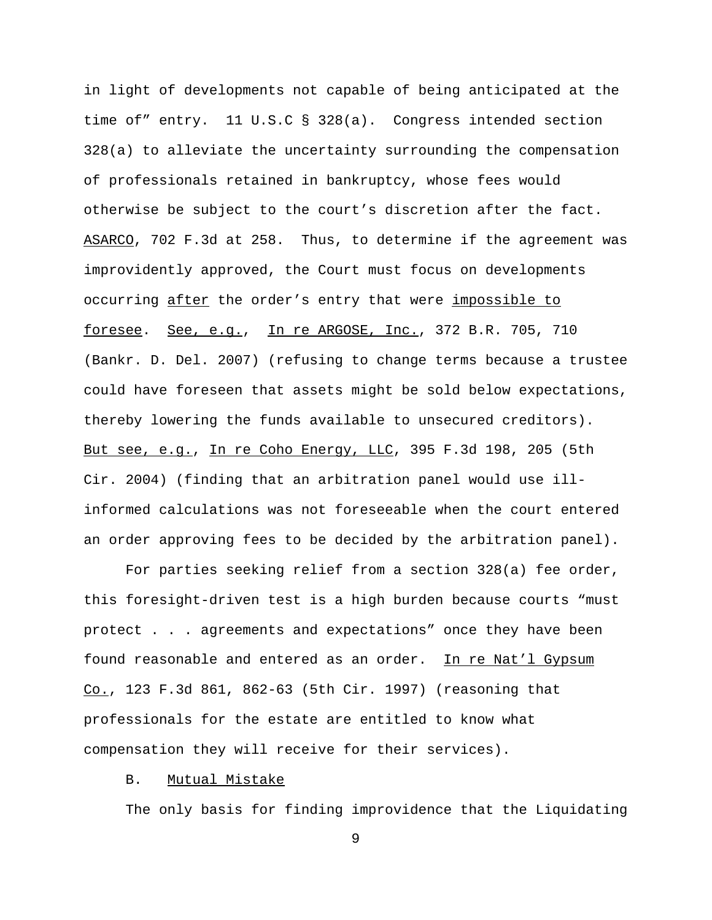in light of developments not capable of being anticipated at the time of" entry. 11 U.S.C § 328(a). Congress intended section 328(a) to alleviate the uncertainty surrounding the compensation of professionals retained in bankruptcy, whose fees would otherwise be subject to the court's discretion after the fact. ASARCO, 702 F.3d at 258. Thus, to determine if the agreement was improvidently approved, the Court must focus on developments occurring after the order's entry that were impossible to foresee. See, e.g., In re ARGOSE, Inc., 372 B.R. 705, 710 (Bankr. D. Del. 2007) (refusing to change terms because a trustee could have foreseen that assets might be sold below expectations, thereby lowering the funds available to unsecured creditors). But see, e.g., In re Coho Energy, LLC, 395 F.3d 198, 205 (5th Cir. 2004) (finding that an arbitration panel would use ill-informed calculations was not foreseeable when the court entered an order approving fees to be decided by the arbitration panel).

For parties seeking relief from a section 328(a) fee order, this foresight-driven test is a high burden because courts "must protect . . . agreements and expectations" once they have been found reasonable and entered as an order. In re Nat'l Gypsum Co., 123 F.3d 861, 862-63 (5th Cir. 1997) (reasoning that professionals for the estate are entitled to know what compensation they will receive for their services).

B. Mutual Mistake

The only basis for finding improvidence that the Liquidating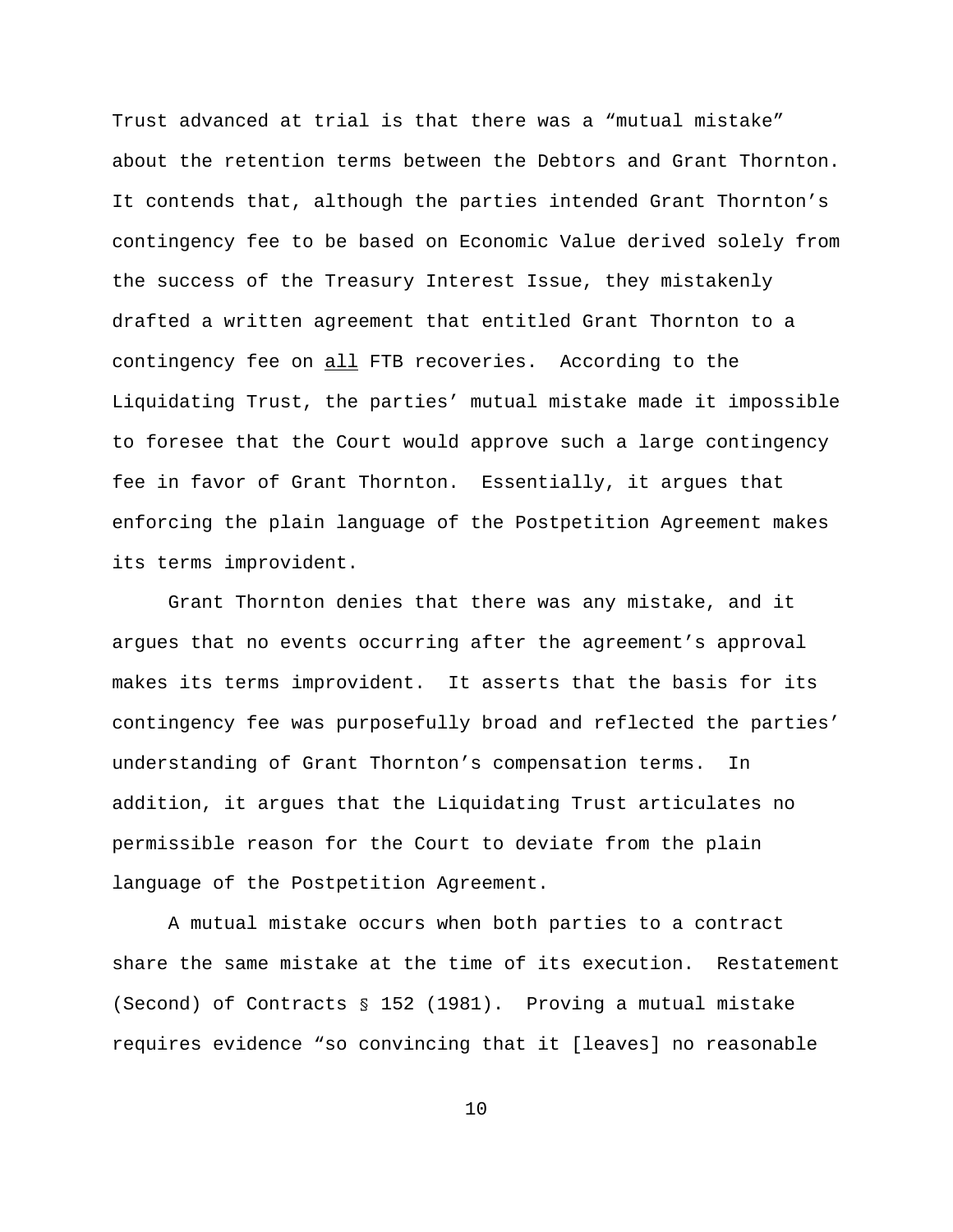Trust advanced at trial is that there was a "mutual mistake" about the retention terms between the Debtors and Grant Thornton. It contends that, although the parties intended Grant Thornton's contingency fee to be based on Economic Value derived solely from the success of the Treasury Interest Issue, they mistakenly drafted a written agreement that entitled Grant Thornton to a contingency fee on <u>all</u> FTB recoveries. According to the Liquidating Trust, the parties' mutual mistake made it impossible to foresee that the Court would approve such a large contingency fee in favor of Grant Thornton. Essentially, it argues that enforcing the plain language of the Postpetition Agreement makes its terms improvident.

Grant Thornton denies that there was any mistake, and it argues that no events occurring after the agreement's approval makes its terms improvident. It asserts that the basis for its contingency fee was purposefully broad and reflected the parties' understanding of Grant Thornton's compensation terms. In addition, it argues that the Liquidating Trust articulates no permissible reason for the Court to deviate from the plain language of the Postpetition Agreement.

A mutual mistake occurs when both parties to a contract share the same mistake at the time of its execution. Restatement (Second) of Contracts § 152 (1981). Proving a mutual mistake requires evidence "so convincing that it [leaves] no reasonable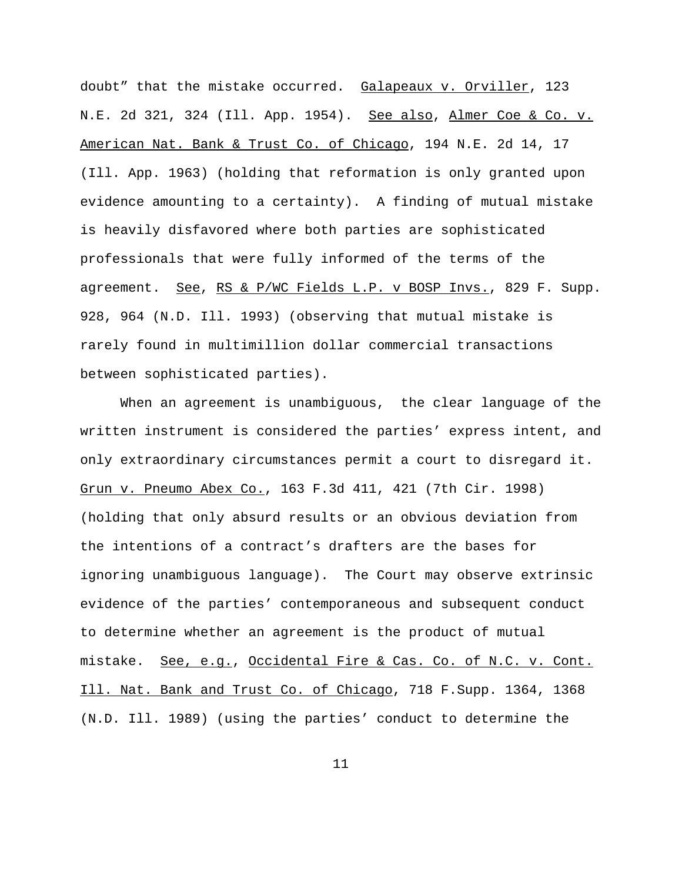doubt" that the mistake occurred. Galapeaux v. Orviller, 123 N.E. 2d 321, 324 (Ill. App. 1954). See also, Almer Coe & Co. v. American Nat. Bank & Trust Co. of Chicago, 194 N.E. 2d 14, 17 (Ill. App. 1963) (holding that reformation is only granted upon evidence amounting to a certainty). A finding of mutual mistake is heavily disfavored where both parties are sophisticated professionals that were fully informed of the terms of the agreement. See, RS & P/WC Fields L.P. v BOSP Invs., 829 F. Supp. 928, 964 (N.D. Ill. 1993) (observing that mutual mistake is rarely found in multimillion dollar commercial transactions between sophisticated parties).

When an agreement is unambiguous, the clear language of the written instrument is considered the parties' express intent, and only extraordinary circumstances permit a court to disregard it. Grun v. Pneumo Abex Co., 163 F.3d 411, 421 (7th Cir. 1998) (holding that only absurd results or an obvious deviation from the intentions of a contract's drafters are the bases for ignoring unambiguous language). The Court may observe extrinsic evidence of the parties' contemporaneous and subsequent conduct to determine whether an agreement is the product of mutual mistake. See, e.g., Occidental Fire & Cas. Co. of N.C. v. Cont. Ill. Nat. Bank and Trust Co. of Chicago, 718 F.Supp. 1364, 1368 (N.D. Ill. 1989) (using the parties' conduct to determine the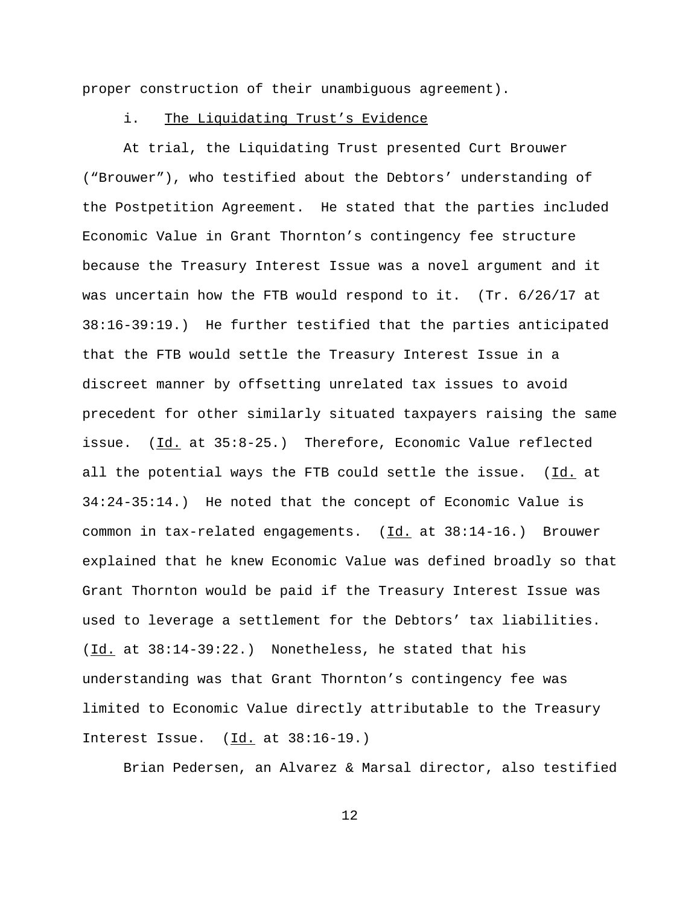proper construction of their unambiguous agreement).

i. The Liquidating Trust's Evidence

At trial, the Liquidating Trust presented Curt Brouwer ("Brouwer"), who testified about the Debtors' understanding of the Postpetition Agreement. He stated that the parties included Economic Value in Grant Thornton's contingency fee structure because the Treasury Interest Issue was a novel argument and it was uncertain how the FTB would respond to it. (Tr. 6/26/17 at 38:16-39:19.) He further testified that the parties anticipated that the FTB would settle the Treasury Interest Issue in a discreet manner by offsetting unrelated tax issues to avoid precedent for other similarly situated taxpayers raising the same issue. (Id. at 35:8-25.) Therefore, Economic Value reflected all the potential ways the FTB could settle the issue. (Id. at 34:24-35:14.) He noted that the concept of Economic Value is common in tax-related engagements. (Id. at 38:14-16.) Brouwer explained that he knew Economic Value was defined broadly so that Grant Thornton would be paid if the Treasury Interest Issue was used to leverage a settlement for the Debtors' tax liabilities. (Id. at 38:14-39:22.) Nonetheless, he stated that his understanding was that Grant Thornton's contingency fee was limited to Economic Value directly attributable to the Treasury Interest Issue. (Id. at 38:16-19.)

Brian Pedersen, an Alvarez & Marsal director, also testified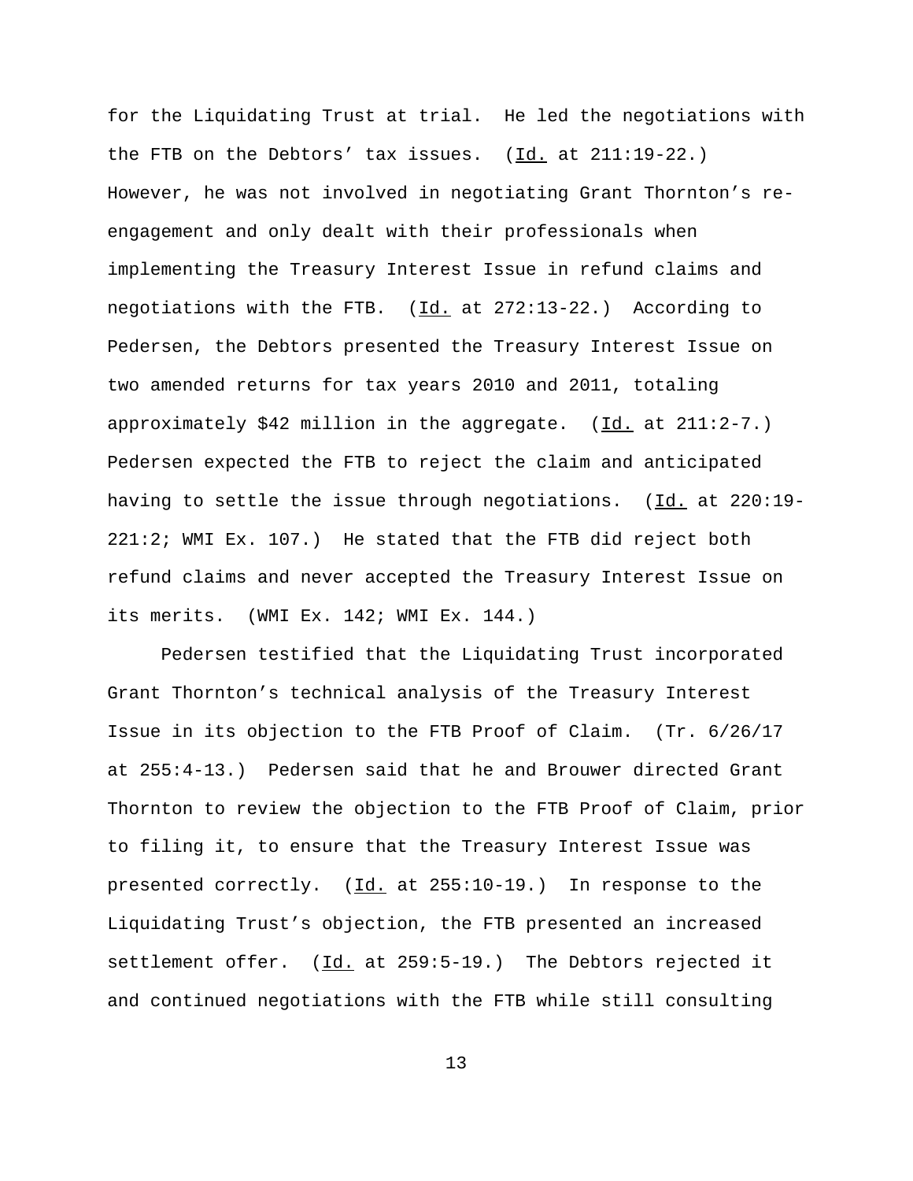for the Liquidating Trust at trial. He led the negotiations with the FTB on the Debtors' tax issues. (Id. at 211:19-22.) However, he was not involved in negotiating Grant Thornton's re-engagement and only dealt with their professionals when implementing the Treasury Interest Issue in refund claims and negotiations with the FTB. (Id. at 272:13-22.) According to Pedersen, the Debtors presented the Treasury Interest Issue on two amended returns for tax years 2010 and 2011, totaling approximately $42 million in the aggregate. (Id. at 211:2-7.) Pedersen expected the FTB to reject the claim and anticipated having to settle the issue through negotiations. (Id. at 220:19-221:2; WMI Ex. 107.) He stated that the FTB did reject both refund claims and never accepted the Treasury Interest Issue on its merits. (WMI Ex. 142; WMI Ex. 144.)

Pedersen testified that the Liquidating Trust incorporated Grant Thornton's technical analysis of the Treasury Interest Issue in its objection to the FTB Proof of Claim. (Tr. 6/26/17 at 255:4-13.) Pedersen said that he and Brouwer directed Grant Thornton to review the objection to the FTB Proof of Claim, prior to filing it, to ensure that the Treasury Interest Issue was presented correctly. (Id. at 255:10-19.) In response to the Liquidating Trust's objection, the FTB presented an increased settlement offer. (Id. at 259:5-19.) The Debtors rejected it and continued negotiations with the FTB while still consulting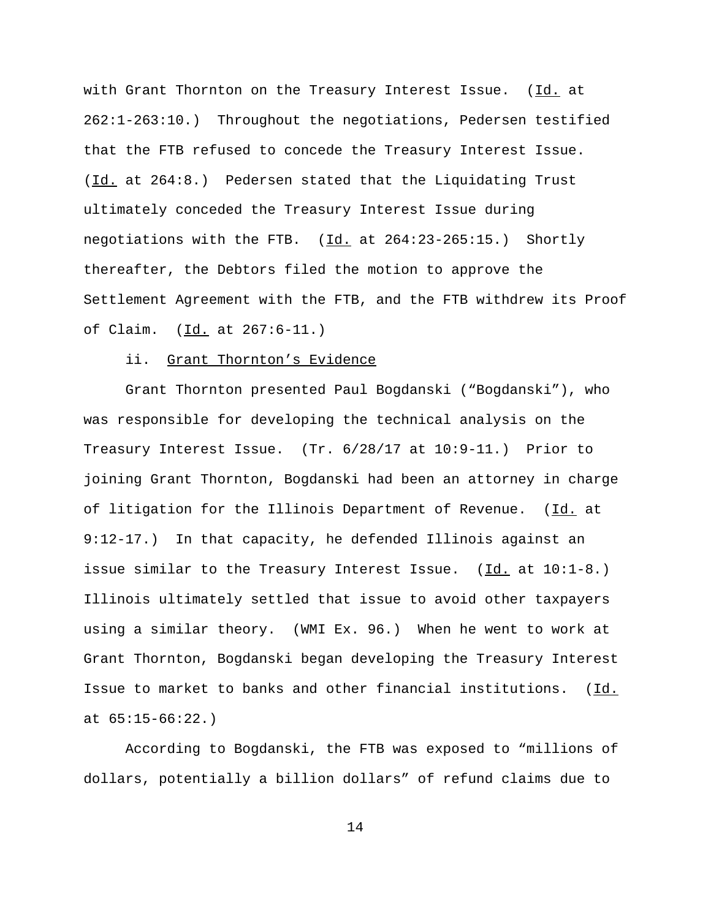with Grant Thornton on the Treasury Interest Issue. (Id. at 262:1-263:10.) Throughout the negotiations, Pedersen testified that the FTB refused to concede the Treasury Interest Issue. (Id. at 264:8.) Pedersen stated that the Liquidating Trust ultimately conceded the Treasury Interest Issue during negotiations with the FTB. (Id. at 264:23-265:15.) Shortly thereafter, the Debtors filed the motion to approve the Settlement Agreement with the FTB, and the FTB withdrew its Proof of Claim. (Id. at 267:6-11.)

ii. Grant Thornton's Evidence

Grant Thornton presented Paul Bogdanski ("Bogdanski"), who was responsible for developing the technical analysis on the Treasury Interest Issue. (Tr. 6/28/17 at 10:9-11.) Prior to joining Grant Thornton, Bogdanski had been an attorney in charge of litigation for the Illinois Department of Revenue. (Id. at 9:12-17.) In that capacity, he defended Illinois against an issue similar to the Treasury Interest Issue. (Id. at 10:1-8.) Illinois ultimately settled that issue to avoid other taxpayers using a similar theory. (WMI Ex. 96.) When he went to work at Grant Thornton, Bogdanski began developing the Treasury Interest Issue to market to banks and other financial institutions. (Id. at 65:15-66:22.)

According to Bogdanski, the FTB was exposed to "millions of dollars, potentially a billion dollars" of refund claims due to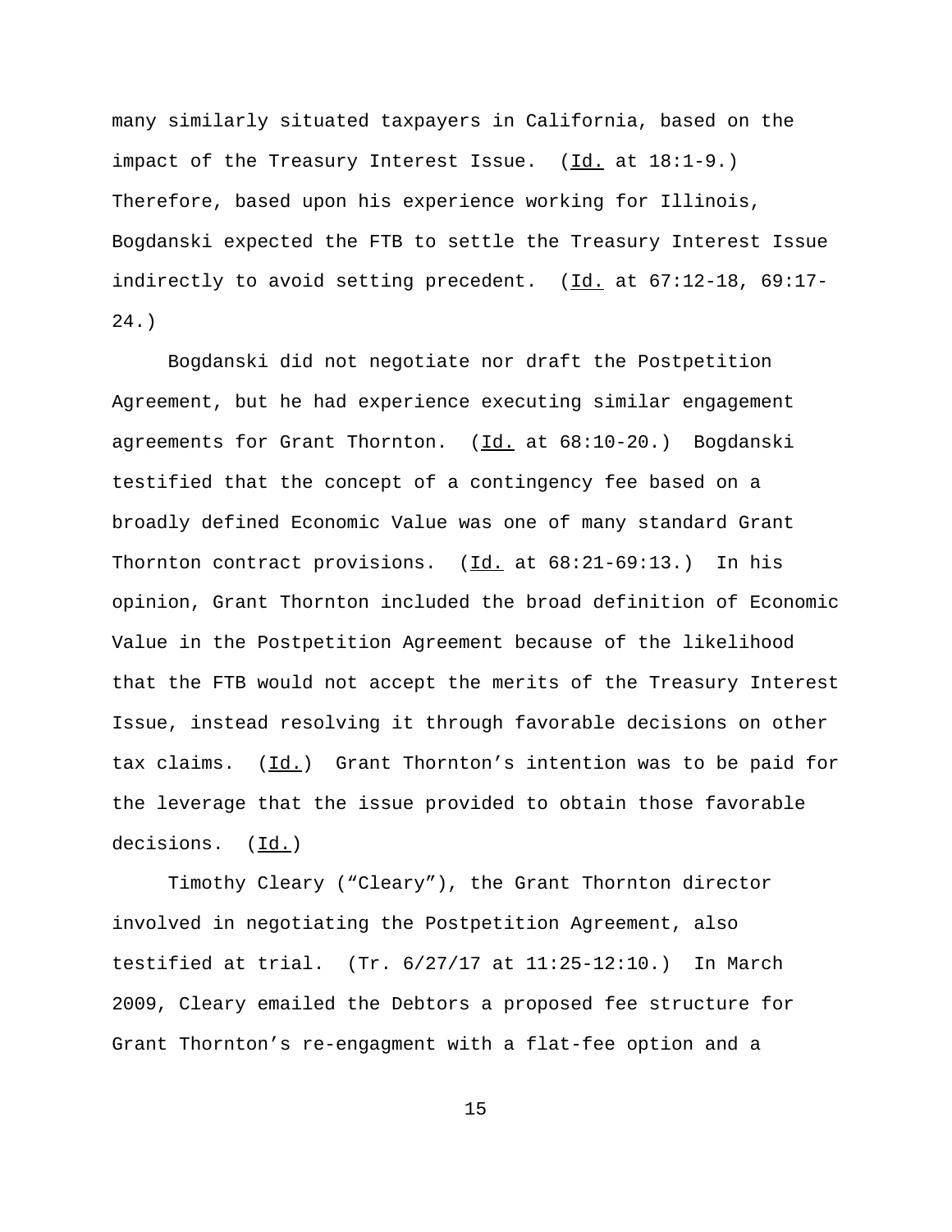many similarly situated taxpayers in California, based on the impact of the Treasury Interest Issue. (Id. at 18:1-9.) Therefore, based upon his experience working for Illinois, Bogdanski expected the FTB to settle the Treasury Interest Issue indirectly to avoid setting precedent. (Id. at 67:12-18, 69:17-24.)

Bogdanski did not negotiate nor draft the Postpetition Agreement, but he had experience executing similar engagement agreements for Grant Thornton. (Id. at 68:10-20.) Bogdanski testified that the concept of a contingency fee based on a broadly defined Economic Value was one of many standard Grant Thornton contract provisions. (Id. at 68:21-69:13.) In his opinion, Grant Thornton included the broad definition of Economic Value in the Postpetition Agreement because of the likelihood that the FTB would not accept the merits of the Treasury Interest Issue, instead resolving it through favorable decisions on other tax claims. (Id.) Grant Thornton's intention was to be paid for the leverage that the issue provided to obtain those favorable decisions. (Id.)

Timothy Cleary ("Cleary"), the Grant Thornton director involved in negotiating the Postpetition Agreement, also testified at trial. (Tr. 6/27/17 at 11:25-12:10.) In March 2009, Cleary emailed the Debtors a proposed fee structure for Grant Thornton's re-engagment with a flat-fee option and a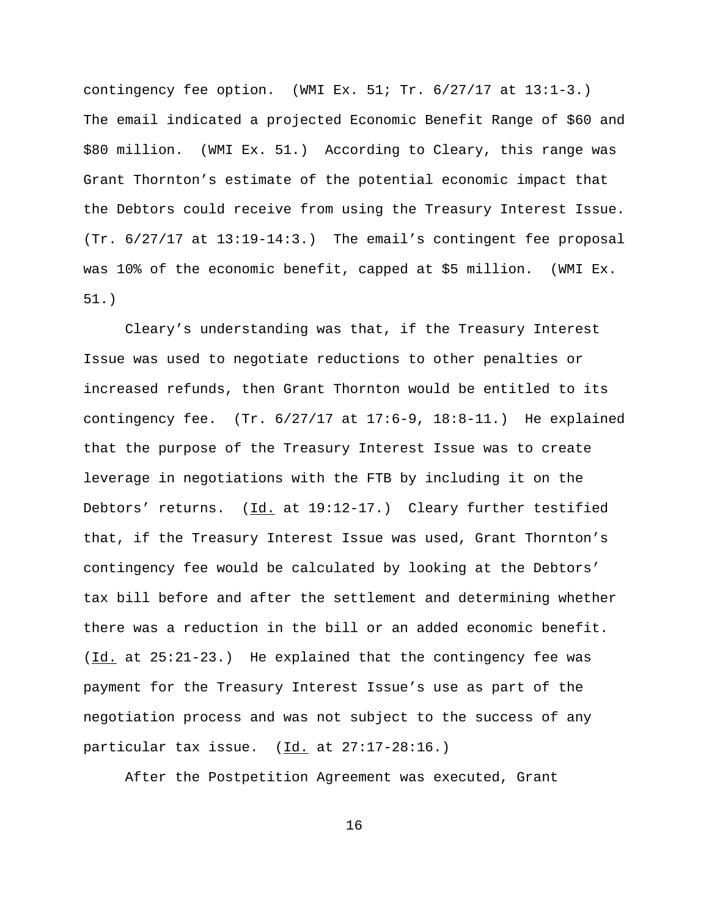contingency fee option. (WMI Ex. 51; Tr. 6/27/17 at 13:1-3.) The email indicated a projected Economic Benefit Range of $60 and $80 million. (WMI Ex. 51.) According to Cleary, this range was Grant Thornton's estimate of the potential economic impact that the Debtors could receive from using the Treasury Interest Issue. (Tr. 6/27/17 at 13:19-14:3.) The email's contingent fee proposal was 10% of the economic benefit, capped at $5 million. (WMI Ex. 51.)

Cleary's understanding was that, if the Treasury Interest Issue was used to negotiate reductions to other penalties or increased refunds, then Grant Thornton would be entitled to its contingency fee. (Tr. 6/27/17 at 17:6-9, 18:8-11.) He explained that the purpose of the Treasury Interest Issue was to create leverage in negotiations with the FTB by including it on the Debtors' returns. (Id. at 19:12-17.) Cleary further testified that, if the Treasury Interest Issue was used, Grant Thornton's contingency fee would be calculated by looking at the Debtors' tax bill before and after the settlement and determining whether there was a reduction in the bill or an added economic benefit. (Id. at 25:21-23.) He explained that the contingency fee was payment for the Treasury Interest Issue's use as part of the negotiation process and was not subject to the success of any particular tax issue. (Id. at 27:17-28:16.)

After the Postpetition Agreement was executed, Grant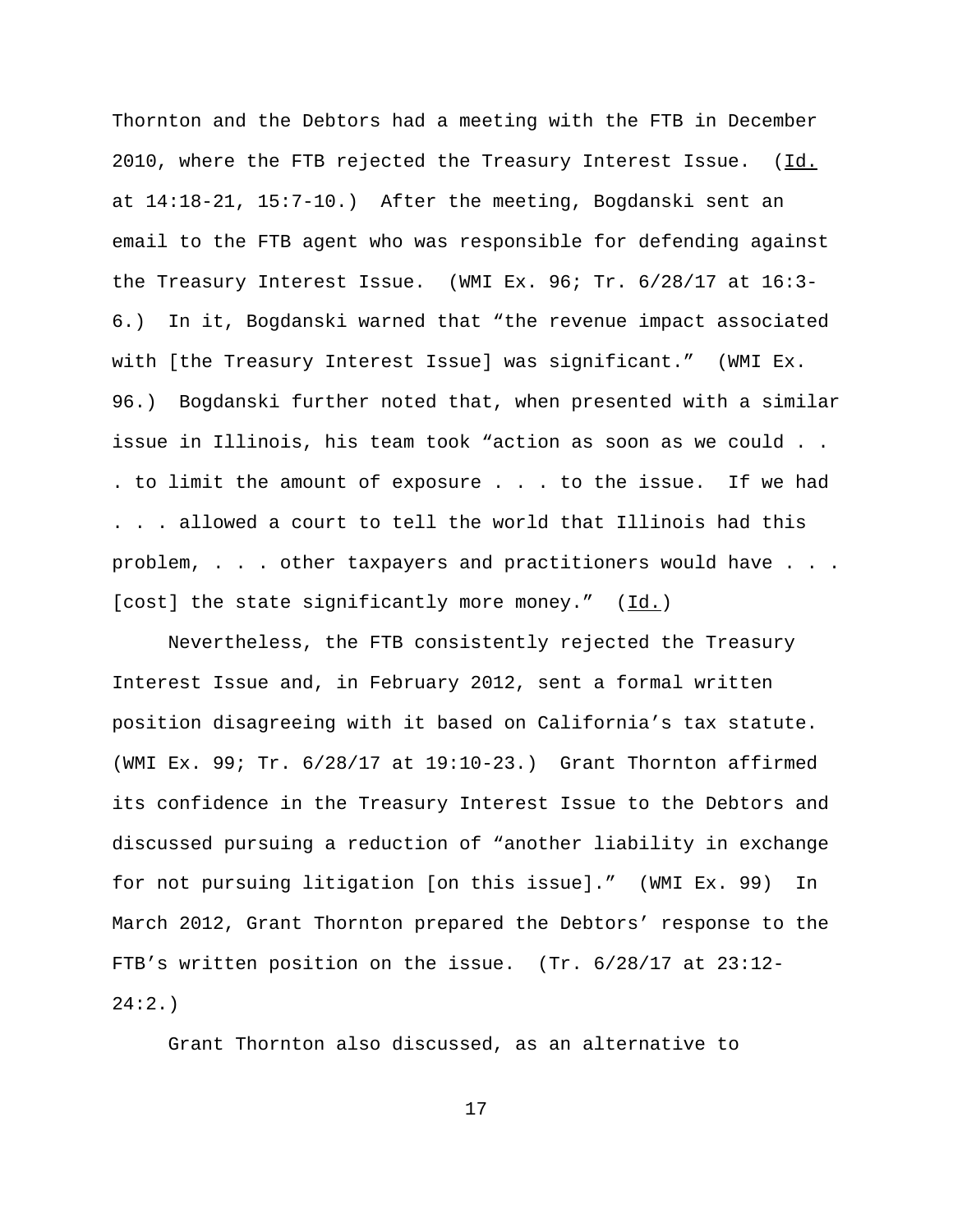Thornton and the Debtors had a meeting with the FTB in December 2010, where the FTB rejected the Treasury Interest Issue. (Id. at 14:18-21, 15:7-10.) After the meeting, Bogdanski sent an email to the FTB agent who was responsible for defending against the Treasury Interest Issue. (WMI Ex. 96; Tr. 6/28/17 at 16:3-6.) In it, Bogdanski warned that "the revenue impact associated with [the Treasury Interest Issue] was significant." (WMI Ex. 96.) Bogdanski further noted that, when presented with a similar issue in Illinois, his team took "action as soon as we could . . . to limit the amount of exposure . . . to the issue. If we had . . . allowed a court to tell the world that Illinois had this problem, . . . other taxpayers and practitioners would have . . . [cost] the state significantly more money." (Id.)

Nevertheless, the FTB consistently rejected the Treasury Interest Issue and, in February 2012, sent a formal written position disagreeing with it based on California's tax statute. (WMI Ex. 99; Tr. 6/28/17 at 19:10-23.) Grant Thornton affirmed its confidence in the Treasury Interest Issue to the Debtors and discussed pursuing a reduction of "another liability in exchange for not pursuing litigation [on this issue]." (WMI Ex. 99) In March 2012, Grant Thornton prepared the Debtors' response to the FTB's written position on the issue. (Tr. 6/28/17 at 23:12-24:2.)

Grant Thornton also discussed, as an alternative to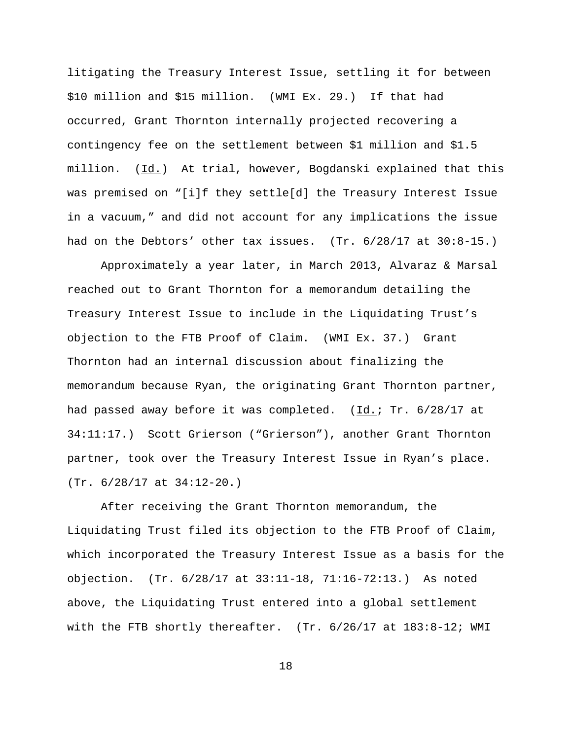litigating the Treasury Interest Issue, settling it for between $10 million and $15 million. (WMI Ex. 29.) If that had occurred, Grant Thornton internally projected recovering a contingency fee on the settlement between $1 million and $1.5 million. (Id.) At trial, however, Bogdanski explained that this was premised on "[i]f they settle[d] the Treasury Interest Issue in a vacuum," and did not account for any implications the issue had on the Debtors' other tax issues. (Tr. 6/28/17 at 30:8-15.)

Approximately a year later, in March 2013, Alvaraz & Marsal reached out to Grant Thornton for a memorandum detailing the Treasury Interest Issue to include in the Liquidating Trust's objection to the FTB Proof of Claim. (WMI Ex. 37.) Grant Thornton had an internal discussion about finalizing the memorandum because Ryan, the originating Grant Thornton partner, had passed away before it was completed. (Id.; Tr. 6/28/17 at 34:11:17.) Scott Grierson ("Grierson"), another Grant Thornton partner, took over the Treasury Interest Issue in Ryan's place. (Tr. 6/28/17 at 34:12-20.)

After receiving the Grant Thornton memorandum, the Liquidating Trust filed its objection to the FTB Proof of Claim, which incorporated the Treasury Interest Issue as a basis for the objection. (Tr. 6/28/17 at 33:11-18, 71:16-72:13.) As noted above, the Liquidating Trust entered into a global settlement with the FTB shortly thereafter. (Tr. 6/26/17 at 183:8-12; WMI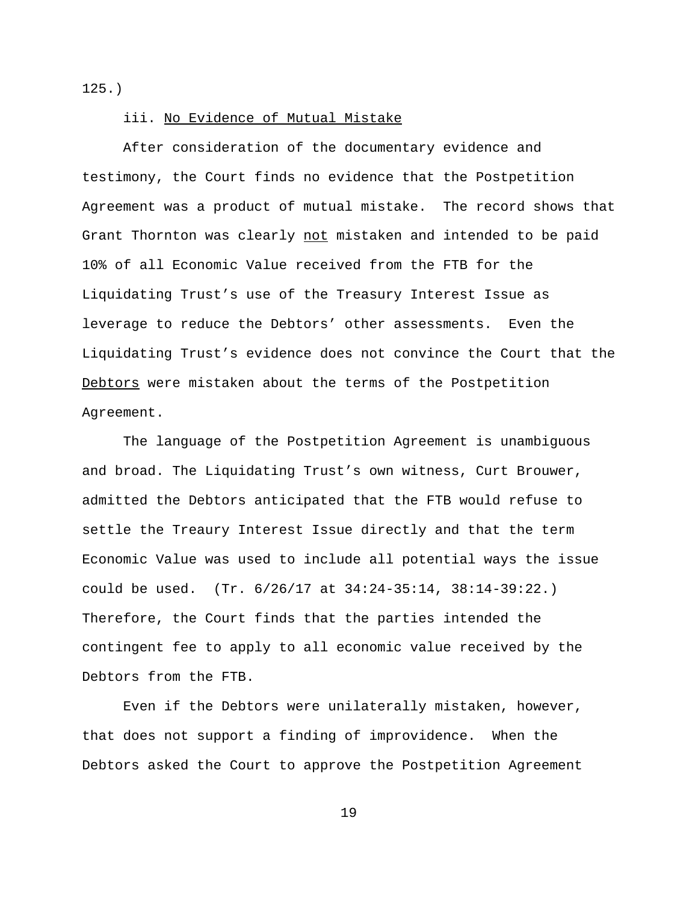125.)

iii. <u>No Evidence of Mutual Mistake</u>

After consideration of the documentary evidence and testimony, the Court finds no evidence that the Postpetition Agreement was a product of mutual mistake. The record shows that Grant Thornton was clearly <u>not</u> mistaken and intended to be paid 10% of all Economic Value received from the FTB for the Liquidating Trust's use of the Treasury Interest Issue as leverage to reduce the Debtors' other assessments. Even the Liquidating Trust's evidence does not convince the Court that the <u>Debtors</u> were mistaken about the terms of the Postpetition Agreement.

The language of the Postpetition Agreement is unambiguous and broad. The Liquidating Trust's own witness, Curt Brouwer, admitted the Debtors anticipated that the FTB would refuse to settle the Treaury Interest Issue directly and that the term Economic Value was used to include all potential ways the issue could be used. (Tr. 6/26/17 at 34:24-35:14, 38:14-39:22.) Therefore, the Court finds that the parties intended the contingent fee to apply to all economic value received by the Debtors from the FTB.

Even if the Debtors were unilaterally mistaken, however, that does not support a finding of improvidence. When the Debtors asked the Court to approve the Postpetition Agreement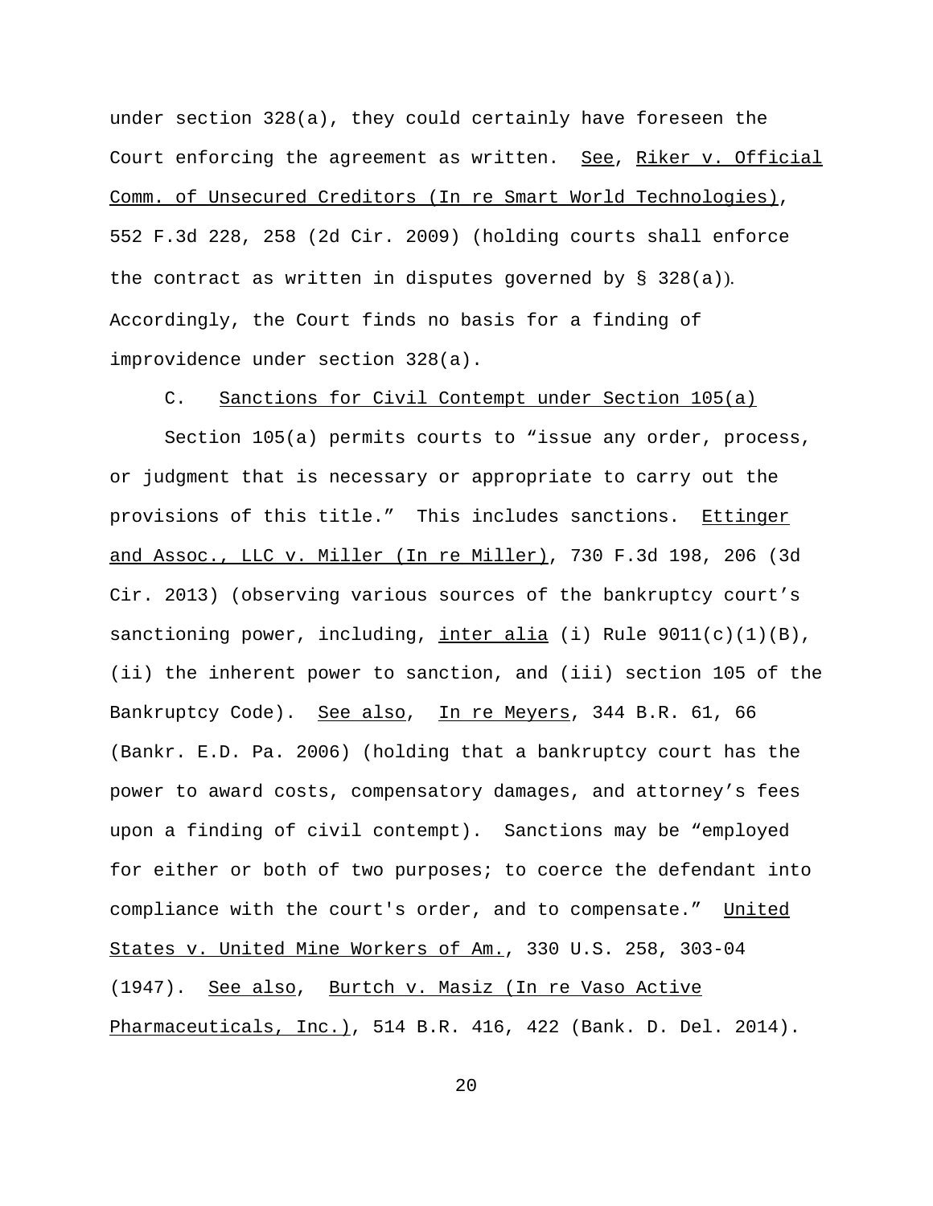under section 328(a), they could certainly have foreseen the Court enforcing the agreement as written. See, Riker v. Official Comm. of Unsecured Creditors (In re Smart World Technologies), 552 F.3d 228, 258 (2d Cir. 2009) (holding courts shall enforce the contract as written in disputes governed by § 328(a)). Accordingly, the Court finds no basis for a finding of improvidence under section 328(a).

C. Sanctions for Civil Contempt under Section 105(a)

Section 105(a) permits courts to "issue any order, process, or judgment that is necessary or appropriate to carry out the provisions of this title." This includes sanctions. Ettinger and Assoc., LLC v. Miller (In re Miller), 730 F.3d 198, 206 (3d Cir. 2013) (observing various sources of the bankruptcy court's sanctioning power, including, inter alia (i) Rule 9011(c)(1)(B), (ii) the inherent power to sanction, and (iii) section 105 of the Bankruptcy Code). See also, In re Meyers, 344 B.R. 61, 66 (Bankr. E.D. Pa. 2006) (holding that a bankruptcy court has the power to award costs, compensatory damages, and attorney's fees upon a finding of civil contempt). Sanctions may be "employed for either or both of two purposes; to coerce the defendant into compliance with the court's order, and to compensate." United States v. United Mine Workers of Am., 330 U.S. 258, 303-04 (1947). See also, Burtch v. Masiz (In re Vaso Active Pharmaceuticals, Inc.), 514 B.R. 416, 422 (Bank. D. Del. 2014).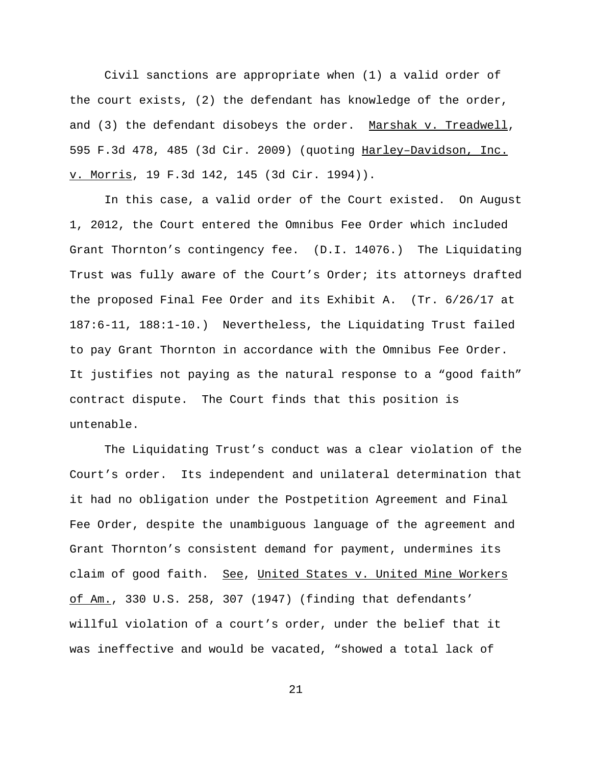Civil sanctions are appropriate when (1) a valid order of the court exists, (2) the defendant has knowledge of the order, and (3) the defendant disobeys the order. Marshak v. Treadwell, 595 F.3d 478, 485 (3d Cir. 2009) (quoting Harley–Davidson, Inc. v. Morris, 19 F.3d 142, 145 (3d Cir. 1994)).

In this case, a valid order of the Court existed. On August 1, 2012, the Court entered the Omnibus Fee Order which included Grant Thornton's contingency fee. (D.I. 14076.) The Liquidating Trust was fully aware of the Court's Order; its attorneys drafted the proposed Final Fee Order and its Exhibit A. (Tr. 6/26/17 at 187:6-11, 188:1-10.) Nevertheless, the Liquidating Trust failed to pay Grant Thornton in accordance with the Omnibus Fee Order. It justifies not paying as the natural response to a "good faith" contract dispute. The Court finds that this position is untenable.

The Liquidating Trust's conduct was a clear violation of the Court's order. Its independent and unilateral determination that it had no obligation under the Postpetition Agreement and Final Fee Order, despite the unambiguous language of the agreement and Grant Thornton's consistent demand for payment, undermines its claim of good faith. See, United States v. United Mine Workers of Am., 330 U.S. 258, 307 (1947) (finding that defendants' willful violation of a court's order, under the belief that it was ineffective and would be vacated, "showed a total lack of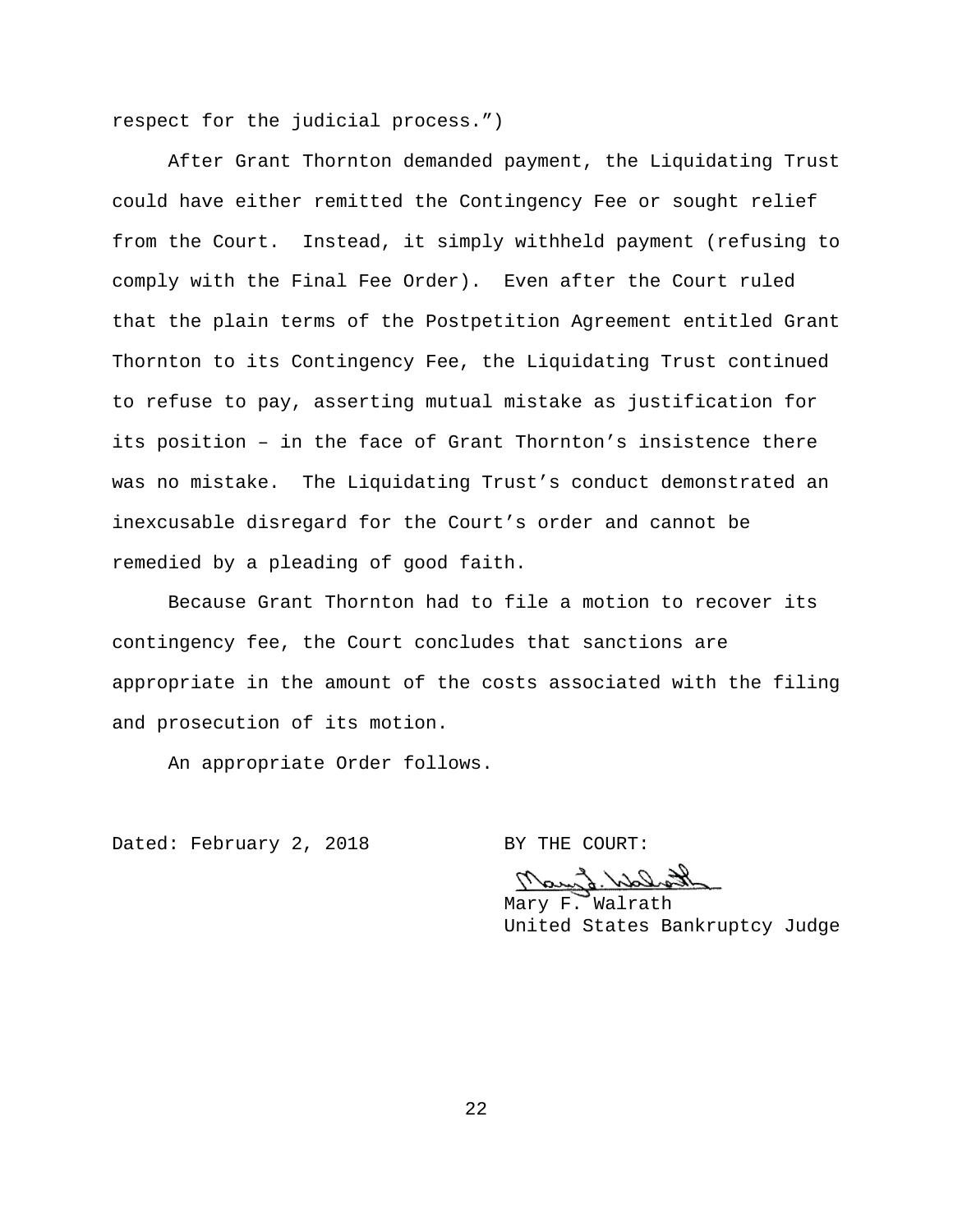respect for the judicial process.")

After Grant Thornton demanded payment, the Liquidating Trust could have either remitted the Contingency Fee or sought relief from the Court. Instead, it simply withheld payment (refusing to comply with the Final Fee Order). Even after the Court ruled that the plain terms of the Postpetition Agreement entitled Grant Thornton to its Contingency Fee, the Liquidating Trust continued to refuse to pay, asserting mutual mistake as justification for its position – in the face of Grant Thornton's insistence there was no mistake. The Liquidating Trust's conduct demonstrated an inexcusable disregard for the Court's order and cannot be remedied by a pleading of good faith.

Because Grant Thornton had to file a motion to recover its contingency fee, the Court concludes that sanctions are appropriate in the amount of the costs associated with the filing and prosecution of its motion.

An appropriate Order follows.

Dated: February 2, 2018

BY THE COURT:

Mary F. Walrath
United States Bankruptcy Judge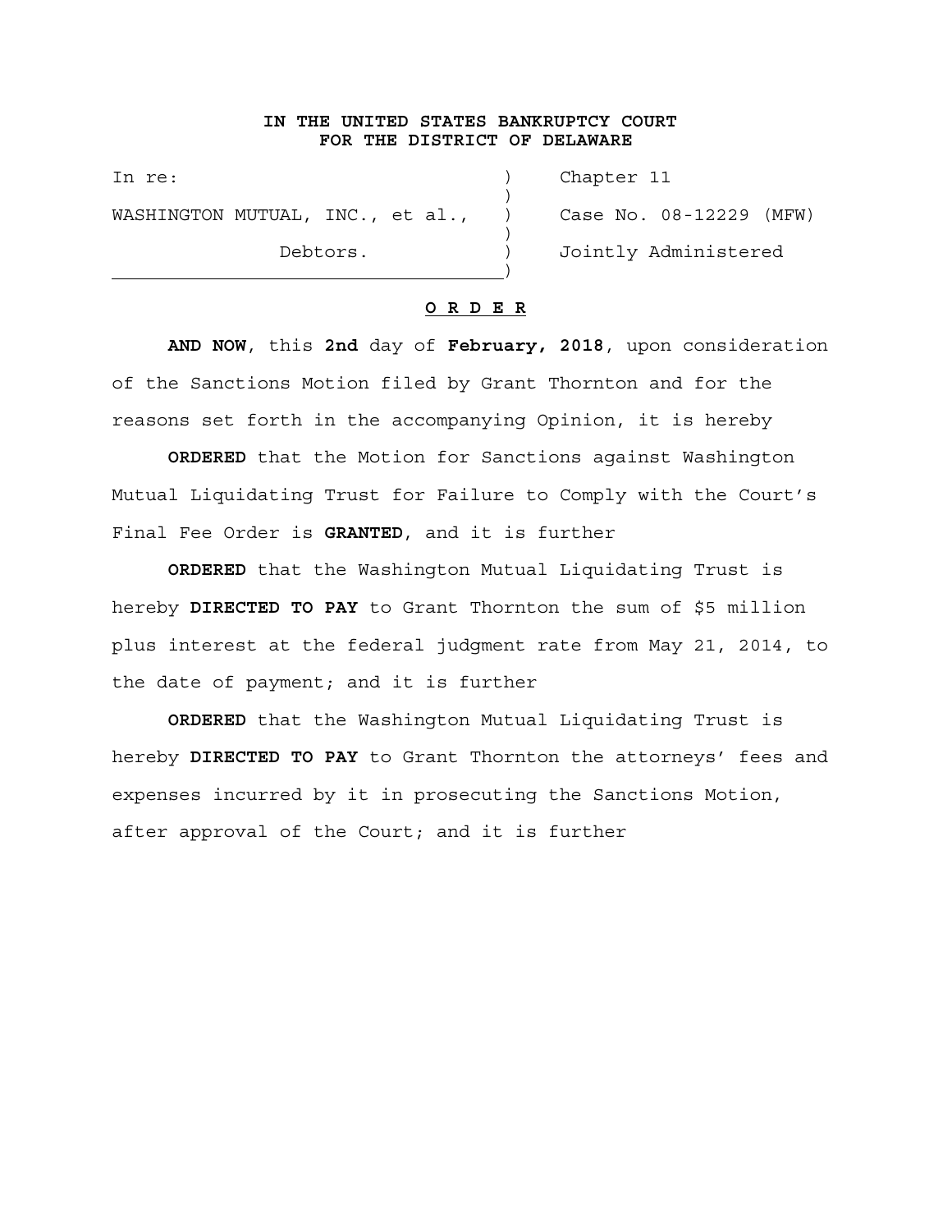**IN THE UNITED STATES BANKRUPTCY COURT**
**FOR THE DISTRICT OF DELAWARE**

| | | |
|---|---|---|
| In re: | ) | Chapter 11 |
| | ) | |
| WASHINGTON MUTUAL, INC., et al., | ) | Case No. 08-12229 (MFW) |
| | ) | |
| Debtors. | ) | Jointly Administered |
| | ) | |

**O R D E R**

**AND NOW**, this **2nd** day of **February, 2018**, upon consideration of the Sanctions Motion filed by Grant Thornton and for the reasons set forth in the accompanying Opinion, it is hereby

**ORDERED** that the Motion for Sanctions against Washington Mutual Liquidating Trust for Failure to Comply with the Court's Final Fee Order is **GRANTED**, and it is further

**ORDERED** that the Washington Mutual Liquidating Trust is hereby **DIRECTED TO PAY** to Grant Thornton the sum of $5 million plus interest at the federal judgment rate from May 21, 2014, to the date of payment; and it is further

**ORDERED** that the Washington Mutual Liquidating Trust is hereby **DIRECTED TO PAY** to Grant Thornton the attorneys' fees and expenses incurred by it in prosecuting the Sanctions Motion, after approval of the Court; and it is further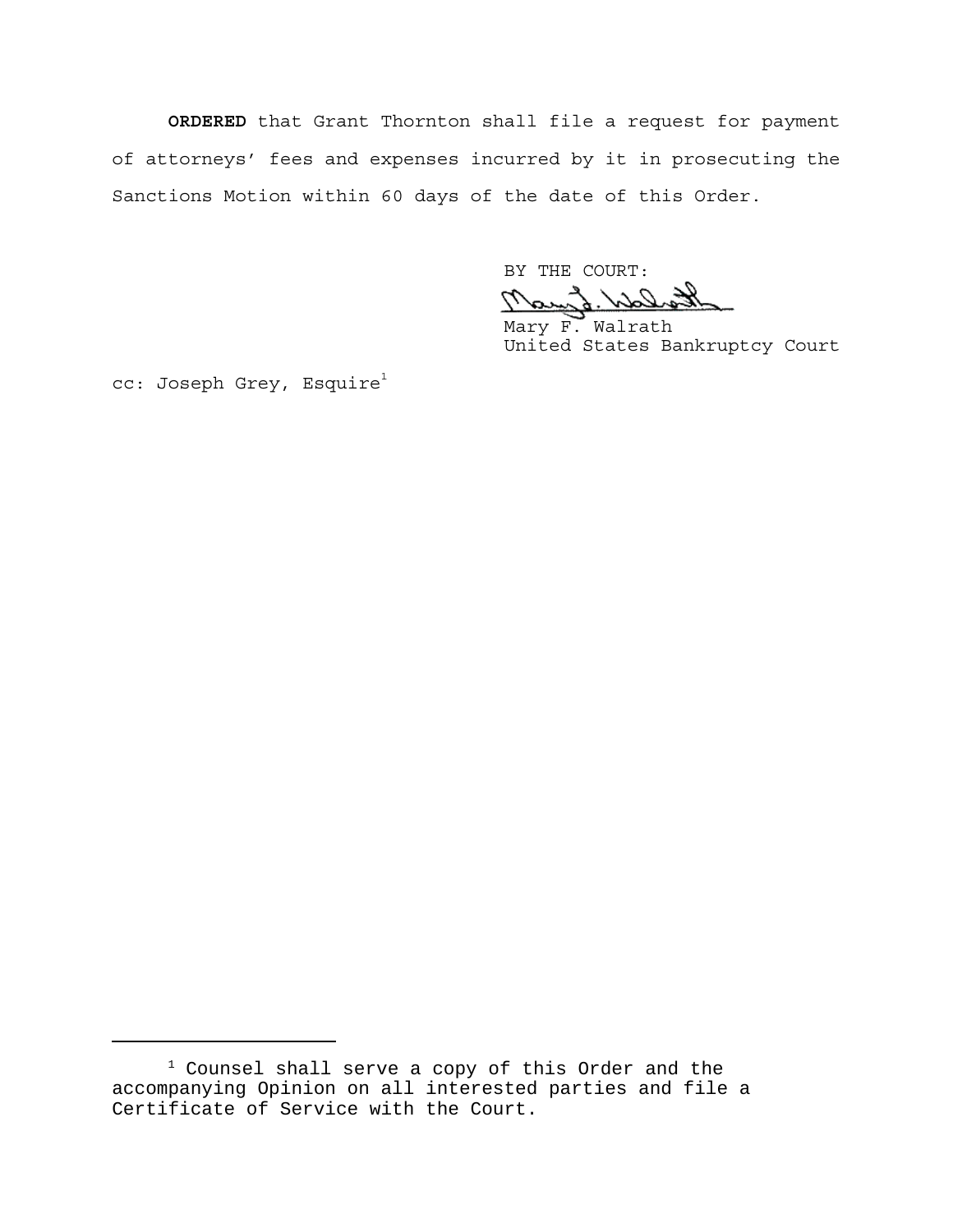**ORDERED** that Grant Thornton shall file a request for payment of attorneys' fees and expenses incurred by it in prosecuting the Sanctions Motion within 60 days of the date of this Order.

BY THE COURT:

Mary F. Walrath
United States Bankruptcy Court

cc: Joseph Grey, Esquire[1]

[1] Counsel shall serve a copy of this Order and the accompanying Opinion on all interested parties and file a Certificate of Service with the Court.